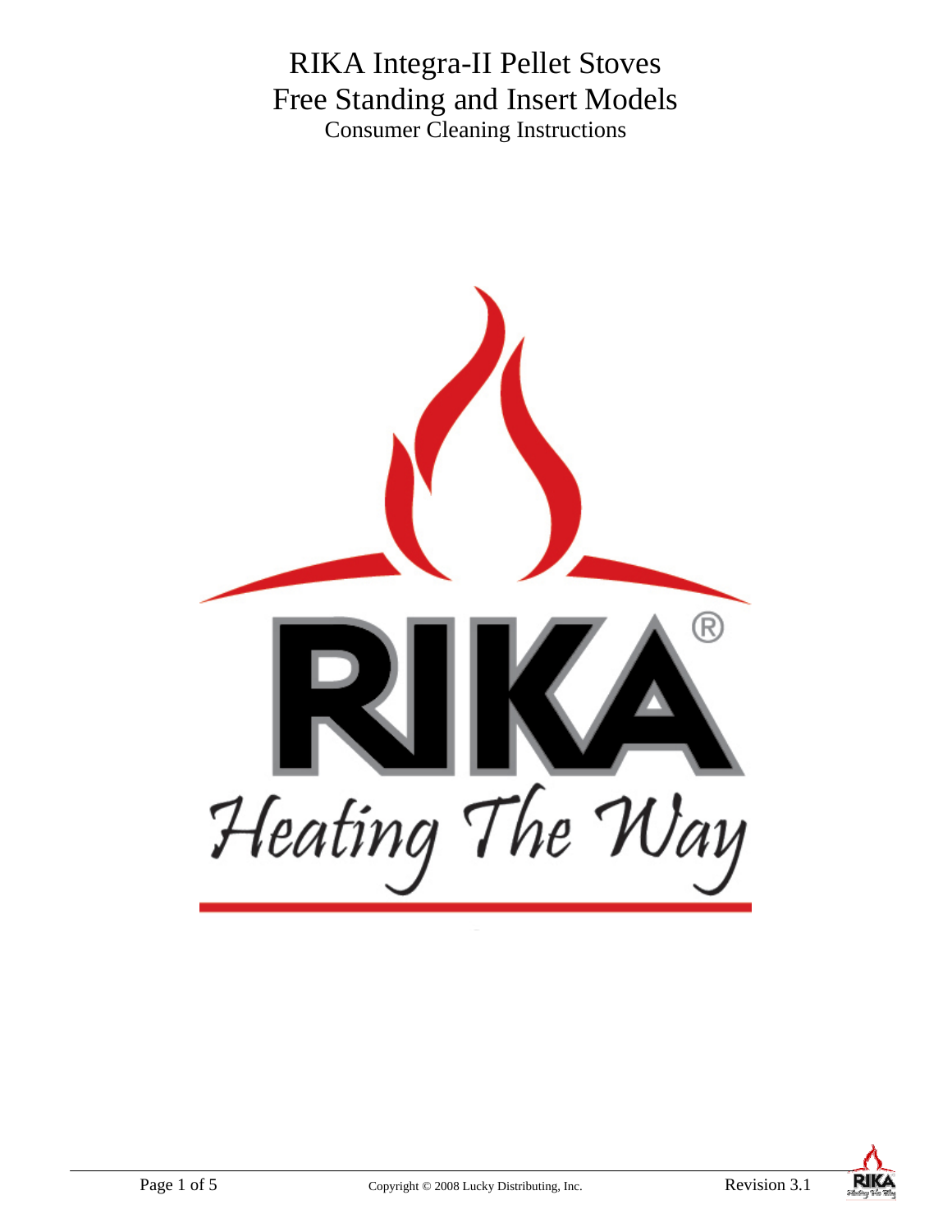# RIKA Integra-II Pellet Stoves
# Free Standing and Insert Models
## Consumer Cleaning Instructions

RIKA®

*Heating The Way*

Copyright © 2008 Lucky Distributing, Inc.

Revision 3.1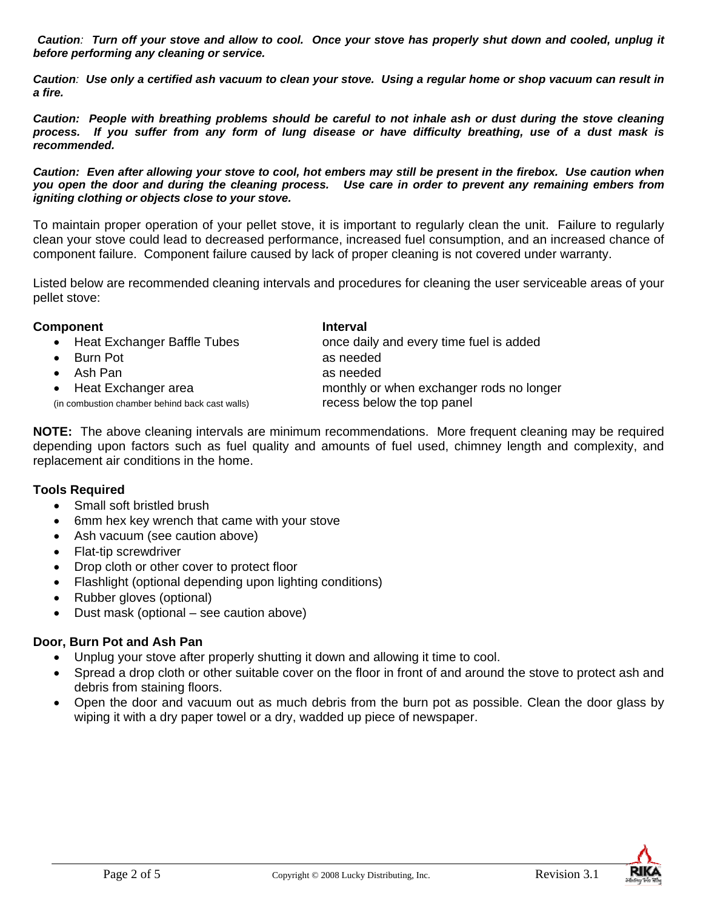***Caution**: Turn off your stove and allow to cool. Once your stove has properly shut down and cooled, unplug it before performing any cleaning or service.*

***Caution**: Use only a certified ash vacuum to clean your stove. Using a regular home or shop vacuum can result in a fire.*

***Caution: People with breathing problems should be careful to not inhale ash or dust during the stove cleaning process. If you suffer from any form of lung disease or have difficulty breathing, use of a dust mask is recommended.***

***Caution: Even after allowing your stove to cool, hot embers may still be present in the firebox. Use caution when you open the door and during the cleaning process. Use care in order to prevent any remaining embers from igniting clothing or objects close to your stove.***

To maintain proper operation of your pellet stove, it is important to regularly clean the unit. Failure to regularly clean your stove could lead to decreased performance, increased fuel consumption, and an increased chance of component failure. Component failure caused by lack of proper cleaning is not covered under warranty.

Listed below are recommended cleaning intervals and procedures for cleaning the user serviceable areas of your pellet stove:

| **Component** | **Interval** |
|---|---|
| • Heat Exchanger Baffle Tubes | once daily and every time fuel is added |
| • Burn Pot | as needed |
| • Ash Pan | as needed |
| • Heat Exchanger area (in combustion chamber behind back cast walls) | monthly or when exchanger rods no longer recess below the top panel |

**NOTE:** The above cleaning intervals are minimum recommendations. More frequent cleaning may be required depending upon factors such as fuel quality and amounts of fuel used, chimney length and complexity, and replacement air conditions in the home.

**Tools Required**

- Small soft bristled brush
- 6mm hex key wrench that came with your stove
- Ash vacuum (see caution above)
- Flat-tip screwdriver
- Drop cloth or other cover to protect floor
- Flashlight (optional depending upon lighting conditions)
- Rubber gloves (optional)
- Dust mask (optional – see caution above)

**Door, Burn Pot and Ash Pan**

- Unplug your stove after properly shutting it down and allowing it time to cool.
- Spread a drop cloth or other suitable cover on the floor in front of and around the stove to protect ash and debris from staining floors.
- Open the door and vacuum out as much debris from the burn pot as possible. Clean the door glass by wiping it with a dry paper towel or a dry, wadded up piece of newspaper.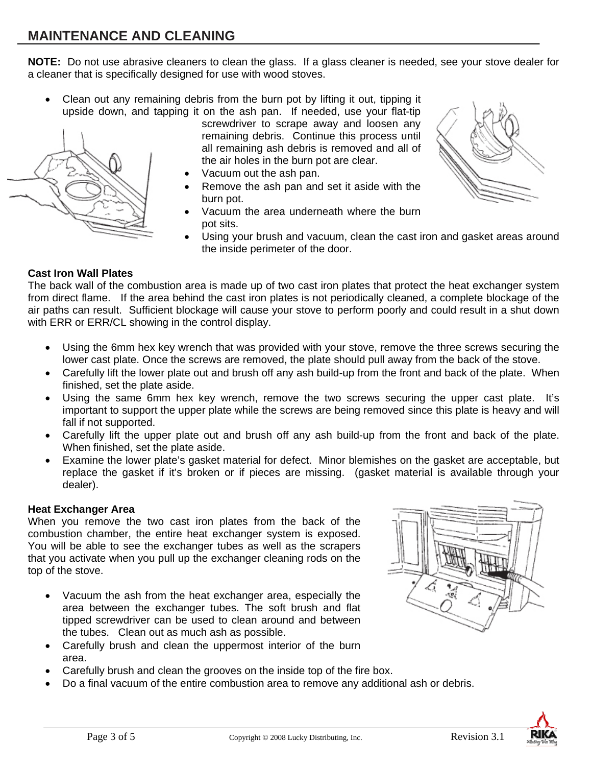## MAINTENANCE AND CLEANING

**NOTE:** Do not use abrasive cleaners to clean the glass. If a glass cleaner is needed, see your stove dealer for a cleaner that is specifically designed for use with wood stoves.

- Clean out any remaining debris from the burn pot by lifting it out, tipping it upside down, and tapping it on the ash pan. If needed, use your flat-tip screwdriver to scrape away and loosen any remaining debris. Continue this process until all remaining ash debris is removed and all of the air holes in the burn pot are clear.
- Vacuum out the ash pan.
- Remove the ash pan and set it aside with the burn pot.
- Vacuum the area underneath where the burn pot sits.
- Using your brush and vacuum, clean the cast iron and gasket areas around the inside perimeter of the door.

**Cast Iron Wall Plates**

The back wall of the combustion area is made up of two cast iron plates that protect the heat exchanger system from direct flame. If the area behind the cast iron plates is not periodically cleaned, a complete blockage of the air paths can result. Sufficient blockage will cause your stove to perform poorly and could result in a shut down with ERR or ERR/CL showing in the control display.

- Using the 6mm hex key wrench that was provided with your stove, remove the three screws securing the lower cast plate. Once the screws are removed, the plate should pull away from the back of the stove.
- Carefully lift the lower plate out and brush off any ash build-up from the front and back of the plate. When finished, set the plate aside.
- Using the same 6mm hex key wrench, remove the two screws securing the upper cast plate. It's important to support the upper plate while the screws are being removed since this plate is heavy and will fall if not supported.
- Carefully lift the upper plate out and brush off any ash build-up from the front and back of the plate. When finished, set the plate aside.
- Examine the lower plate's gasket material for defect. Minor blemishes on the gasket are acceptable, but replace the gasket if it's broken or if pieces are missing. (gasket material is available through your dealer).

**Heat Exchanger Area**

When you remove the two cast iron plates from the back of the combustion chamber, the entire heat exchanger system is exposed. You will be able to see the exchanger tubes as well as the scrapers that you activate when you pull up the exchanger cleaning rods on the top of the stove.

- Vacuum the ash from the heat exchanger area, especially the area between the exchanger tubes. The soft brush and flat tipped screwdriver can be used to clean around and between the tubes. Clean out as much ash as possible.
- Carefully brush and clean the uppermost interior of the burn area.
- Carefully brush and clean the grooves on the inside top of the fire box.
- Do a final vacuum of the entire combustion area to remove any additional ash or debris.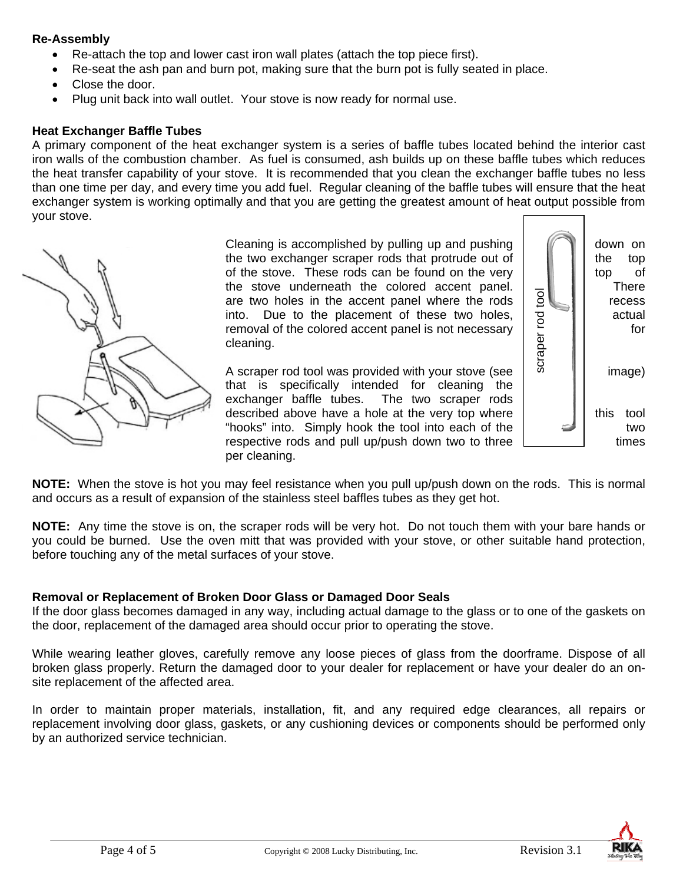**Re-Assembly**

- Re-attach the top and lower cast iron wall plates (attach the top piece first).
- Re-seat the ash pan and burn pot, making sure that the burn pot is fully seated in place.
- Close the door.
- Plug unit back into wall outlet. Your stove is now ready for normal use.

**Heat Exchanger Baffle Tubes**

A primary component of the heat exchanger system is a series of baffle tubes located behind the interior cast iron walls of the combustion chamber. As fuel is consumed, ash builds up on these baffle tubes which reduces the heat transfer capability of your stove. It is recommended that you clean the exchanger baffle tubes no less than one time per day, and every time you add fuel. Regular cleaning of the baffle tubes will ensure that the heat exchanger system is working optimally and that you are getting the greatest amount of heat output possible from your stove.

Cleaning is accomplished by pulling up and pushing down on the two exchanger scraper rods that protrude out of the top of the stove. These rods can be found on the very top of the stove underneath the colored accent panel. There are two holes in the accent panel where the rods recess into. Due to the placement of these two holes, actual removal of the colored accent panel is not necessary for cleaning.

A scraper rod tool was provided with your stove (see image) that is specifically intended for cleaning the exchanger baffle tubes. The two scraper rods described above have a hole at the very top where this tool "hooks" into. Simply hook the tool into each of the two respective rods and pull up/push down two to three times per cleaning.

scraper rod tool

**NOTE:** When the stove is hot you may feel resistance when you pull up/push down on the rods. This is normal and occurs as a result of expansion of the stainless steel baffles tubes as they get hot.

**NOTE:** Any time the stove is on, the scraper rods will be very hot. Do not touch them with your bare hands or you could be burned. Use the oven mitt that was provided with your stove, or other suitable hand protection, before touching any of the metal surfaces of your stove.

**Removal or Replacement of Broken Door Glass or Damaged Door Seals**

If the door glass becomes damaged in any way, including actual damage to the glass or to one of the gaskets on the door, replacement of the damaged area should occur prior to operating the stove.

While wearing leather gloves, carefully remove any loose pieces of glass from the doorframe. Dispose of all broken glass properly. Return the damaged door to your dealer for replacement or have your dealer do an on-site replacement of the affected area.

In order to maintain proper materials, installation, fit, and any required edge clearances, all repairs or replacement involving door glass, gaskets, or any cushioning devices or components should be performed only by an authorized service technician.